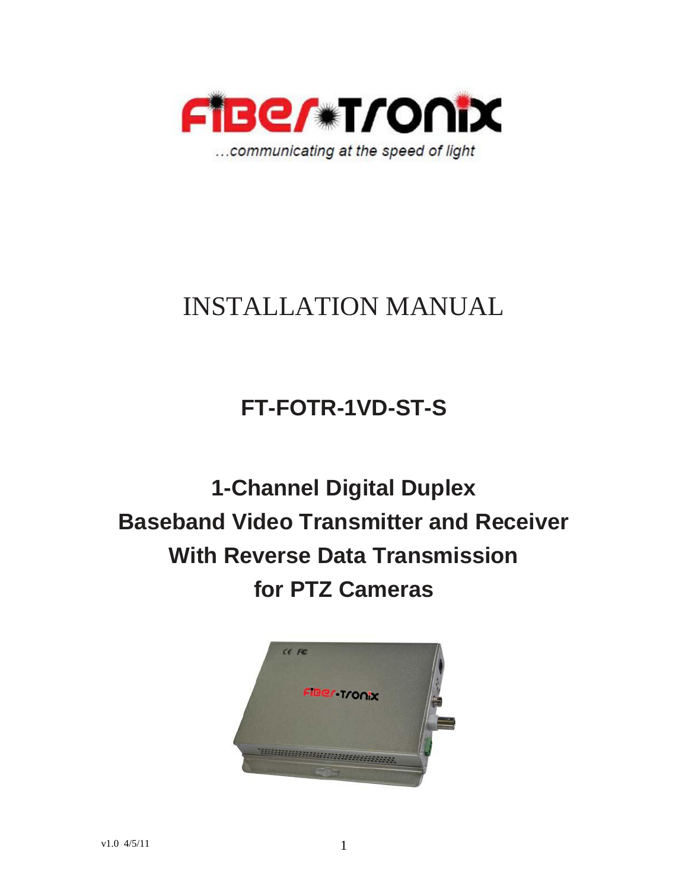FiBer-Tronix

...communicating at the speed of light

# INSTALLATION MANUAL

## FT-FOTR-1VD-ST-S

## 1-Channel Digital Duplex Baseband Video Transmitter and Receiver With Reverse Data Transmission for PTZ Cameras

v1.0 4/5/11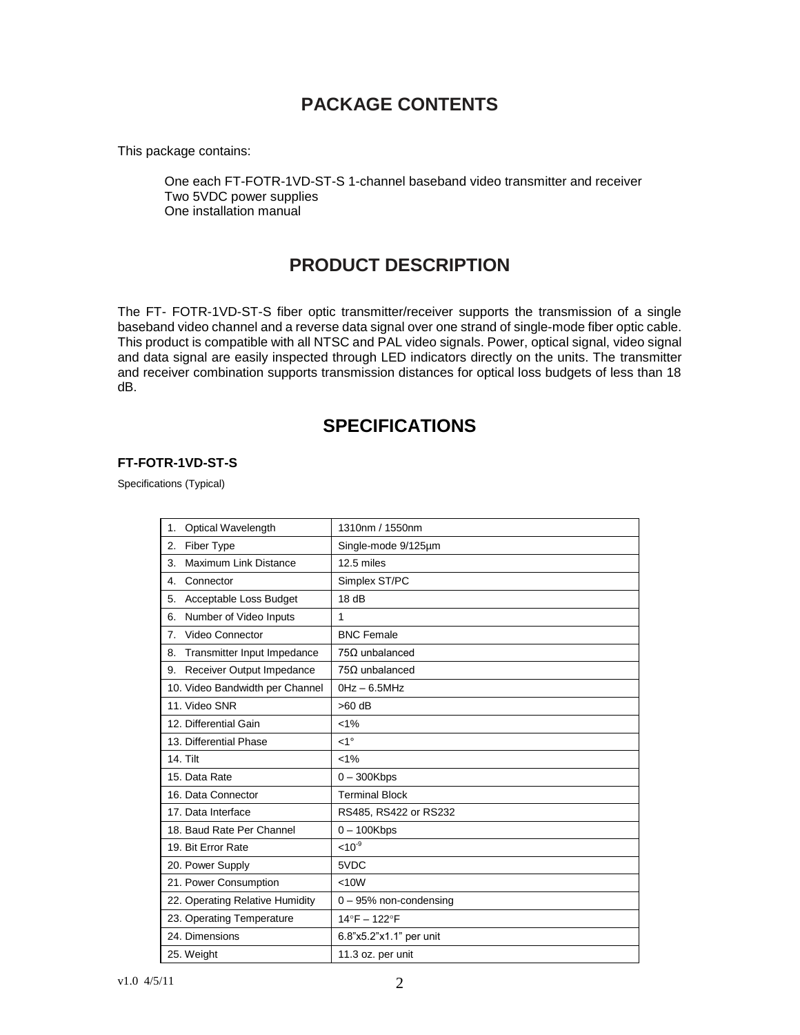## PACKAGE CONTENTS

This package contains:

One each FT-FOTR-1VD-ST-S 1-channel baseband video transmitter and receiver
Two 5VDC power supplies
One installation manual

## PRODUCT DESCRIPTION

The FT- FOTR-1VD-ST-S fiber optic transmitter/receiver supports the transmission of a single baseband video channel and a reverse data signal over one strand of single-mode fiber optic cable. This product is compatible with all NTSC and PAL video signals. Power, optical signal, video signal and data signal are easily inspected through LED indicators directly on the units. The transmitter and receiver combination supports transmission distances for optical loss budgets of less than 18 dB.

## SPECIFICATIONS

### FT-FOTR-1VD-ST-S

Specifications (Typical)

| | |
|---|---|
| 1. Optical Wavelength | 1310nm / 1550nm |
| 2. Fiber Type | Single-mode 9/125µm |
| 3. Maximum Link Distance | 12.5 miles |
| 4. Connector | Simplex ST/PC |
| 5. Acceptable Loss Budget | 18 dB |
| 6. Number of Video Inputs | 1 |
| 7. Video Connector | BNC Female |
| 8. Transmitter Input Impedance | 75Ω unbalanced |
| 9. Receiver Output Impedance | 75Ω unbalanced |
| 10. Video Bandwidth per Channel | 0Hz – 6.5MHz |
| 11. Video SNR | >60 dB |
| 12. Differential Gain | <1% |
| 13. Differential Phase | <1° |
| 14. Tilt | <1% |
| 15. Data Rate | 0 – 300Kbps |
| 16. Data Connector | Terminal Block |
| 17. Data Interface | RS485, RS422 or RS232 |
| 18. Baud Rate Per Channel | 0 – 100Kbps |
| 19. Bit Error Rate | $<10^{-9}$ |
| 20. Power Supply | 5VDC |
| 21. Power Consumption | <10W |
| 22. Operating Relative Humidity | 0 – 95% non-condensing |
| 23. Operating Temperature | 14°F – 122°F |
| 24. Dimensions | 6.8"x5.2"x1.1" per unit |
| 25. Weight | 11.3 oz. per unit |

v1.0 4/5/11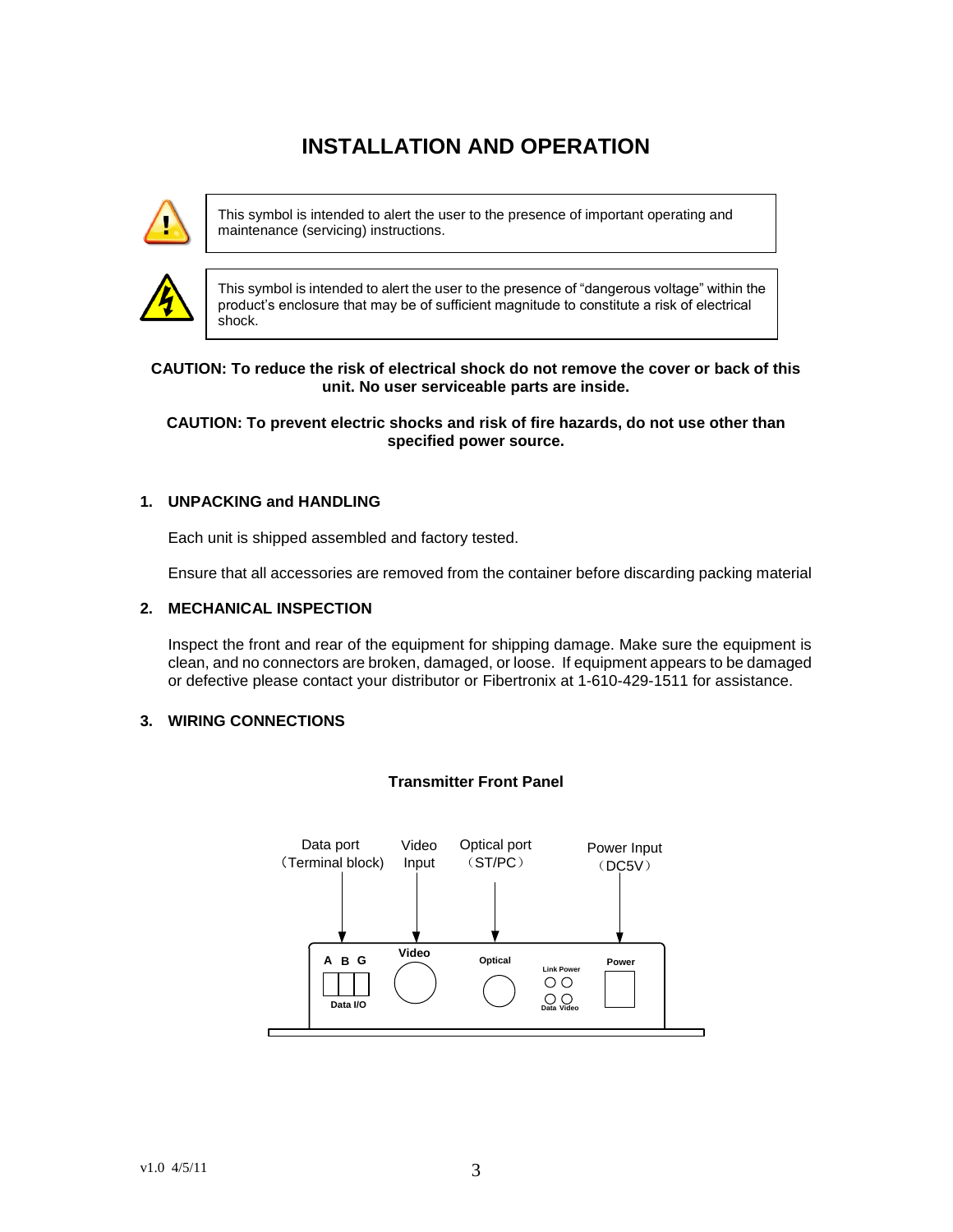# INSTALLATION AND OPERATION

This symbol is intended to alert the user to the presence of important operating and maintenance (servicing) instructions.

This symbol is intended to alert the user to the presence of "dangerous voltage" within the product's enclosure that may be of sufficient magnitude to constitute a risk of electrical shock.

**CAUTION: To reduce the risk of electrical shock do not remove the cover or back of this unit. No user serviceable parts are inside.**

**CAUTION: To prevent electric shocks and risk of fire hazards, do not use other than specified power source.**

## 1. UNPACKING and HANDLING

Each unit is shipped assembled and factory tested.

Ensure that all accessories are removed from the container before discarding packing material

## 2. MECHANICAL INSPECTION

Inspect the front and rear of the equipment for shipping damage. Make sure the equipment is clean, and no connectors are broken, damaged, or loose. If equipment appears to be damaged or defective please contact your distributor or Fibertronix at 1-610-429-1511 for assistance.

## 3. WIRING CONNECTIONS

**Transmitter Front Panel**

Data port (Terminal block) | Video Input | Optical port (ST/PC) | Power Input (DC5V)

A B G — Data I/O | Video | Optical | Link Power — Data Video | Power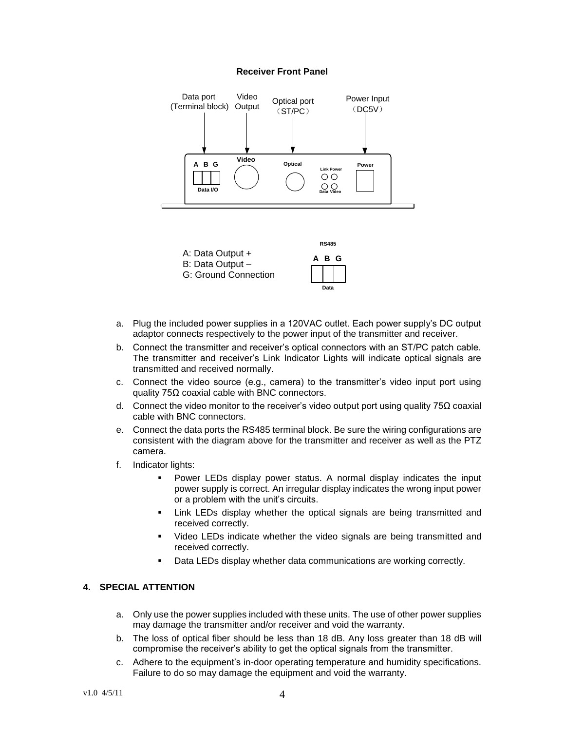**Receiver Front Panel**

Data port (Terminal block) | Video Output | Optical port （ST/PC） | Power Input （DC5V）

A B G | Data I/O | Video | Optical | Link Power | Data Video | Power

A: Data Output +
B: Data Output –
G: Ground Connection

RS485
A B G
Data

a. Plug the included power supplies in a 120VAC outlet. Each power supply's DC output adaptor connects respectively to the power input of the transmitter and receiver.
b. Connect the transmitter and receiver's optical connectors with an ST/PC patch cable. The transmitter and receiver's Link Indicator Lights will indicate optical signals are transmitted and received normally.
c. Connect the video source (e.g., camera) to the transmitter's video input port using quality 75Ω coaxial cable with BNC connectors.
d. Connect the video monitor to the receiver's video output port using quality 75Ω coaxial cable with BNC connectors.
e. Connect the data ports the RS485 terminal block. Be sure the wiring configurations are consistent with the diagram above for the transmitter and receiver as well as the PTZ camera.
f. Indicator lights:
   - Power LEDs display power status. A normal display indicates the input power supply is correct. An irregular display indicates the wrong input power or a problem with the unit's circuits.
   - Link LEDs display whether the optical signals are being transmitted and received correctly.
   - Video LEDs indicate whether the video signals are being transmitted and received correctly.
   - Data LEDs display whether data communications are working correctly.

## 4. SPECIAL ATTENTION

a. Only use the power supplies included with these units. The use of other power supplies may damage the transmitter and/or receiver and void the warranty.
b. The loss of optical fiber should be less than 18 dB. Any loss greater than 18 dB will compromise the receiver's ability to get the optical signals from the transmitter.
c. Adhere to the equipment's in-door operating temperature and humidity specifications. Failure to do so may damage the equipment and void the warranty.

v1.0 4/5/11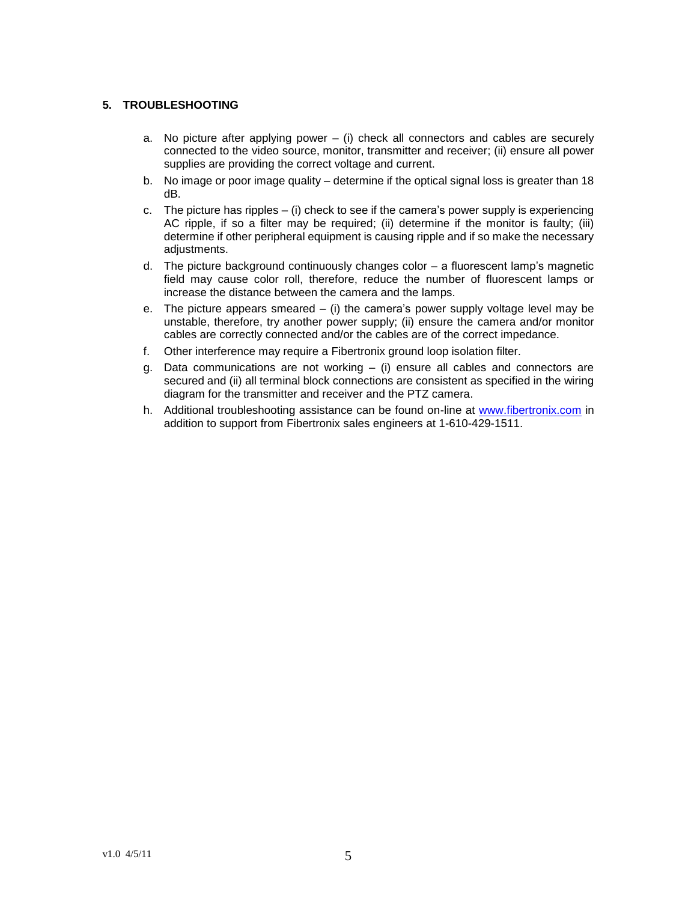## 5. TROUBLESHOOTING

a. No picture after applying power – (i) check all connectors and cables are securely connected to the video source, monitor, transmitter and receiver; (ii) ensure all power supplies are providing the correct voltage and current.

b. No image or poor image quality – determine if the optical signal loss is greater than 18 dB.

c. The picture has ripples – (i) check to see if the camera's power supply is experiencing AC ripple, if so a filter may be required; (ii) determine if the monitor is faulty; (iii) determine if other peripheral equipment is causing ripple and if so make the necessary adjustments.

d. The picture background continuously changes color – a fluorescent lamp's magnetic field may cause color roll, therefore, reduce the number of fluorescent lamps or increase the distance between the camera and the lamps.

e. The picture appears smeared – (i) the camera's power supply voltage level may be unstable, therefore, try another power supply; (ii) ensure the camera and/or monitor cables are correctly connected and/or the cables are of the correct impedance.

f. Other interference may require a Fibertronix ground loop isolation filter.

g. Data communications are not working – (i) ensure all cables and connectors are secured and (ii) all terminal block connections are consistent as specified in the wiring diagram for the transmitter and receiver and the PTZ camera.

h. Additional troubleshooting assistance can be found on-line at www.fibertronix.com in addition to support from Fibertronix sales engineers at 1-610-429-1511.